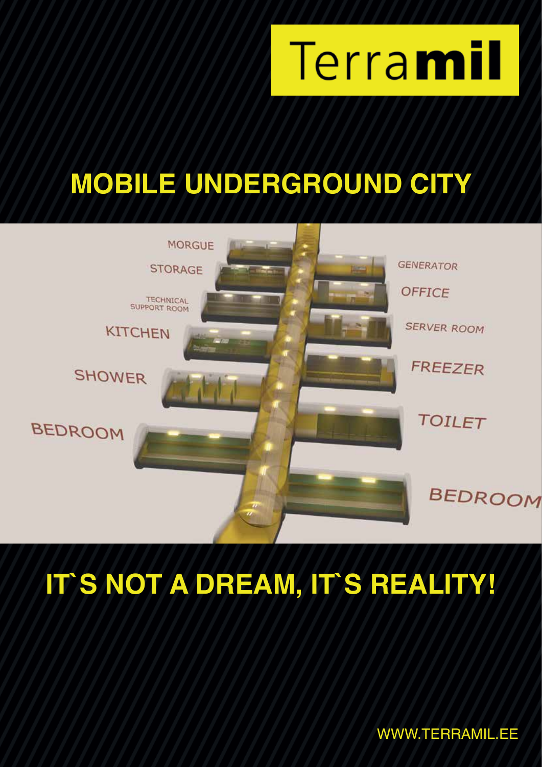Terramil

# MOBILE UNDERGROUND CITY

MORGUE
STORAGE
TECHNICAL SUPPORT ROOM
KITCHEN
SHOWER
BEDROOM
GENERATOR
OFFICE
SERVER ROOM
FREEZER
TOILET
BEDROOM

# IT`S NOT A DREAM, IT`S REALITY!

WWW.TERRAMIL.EE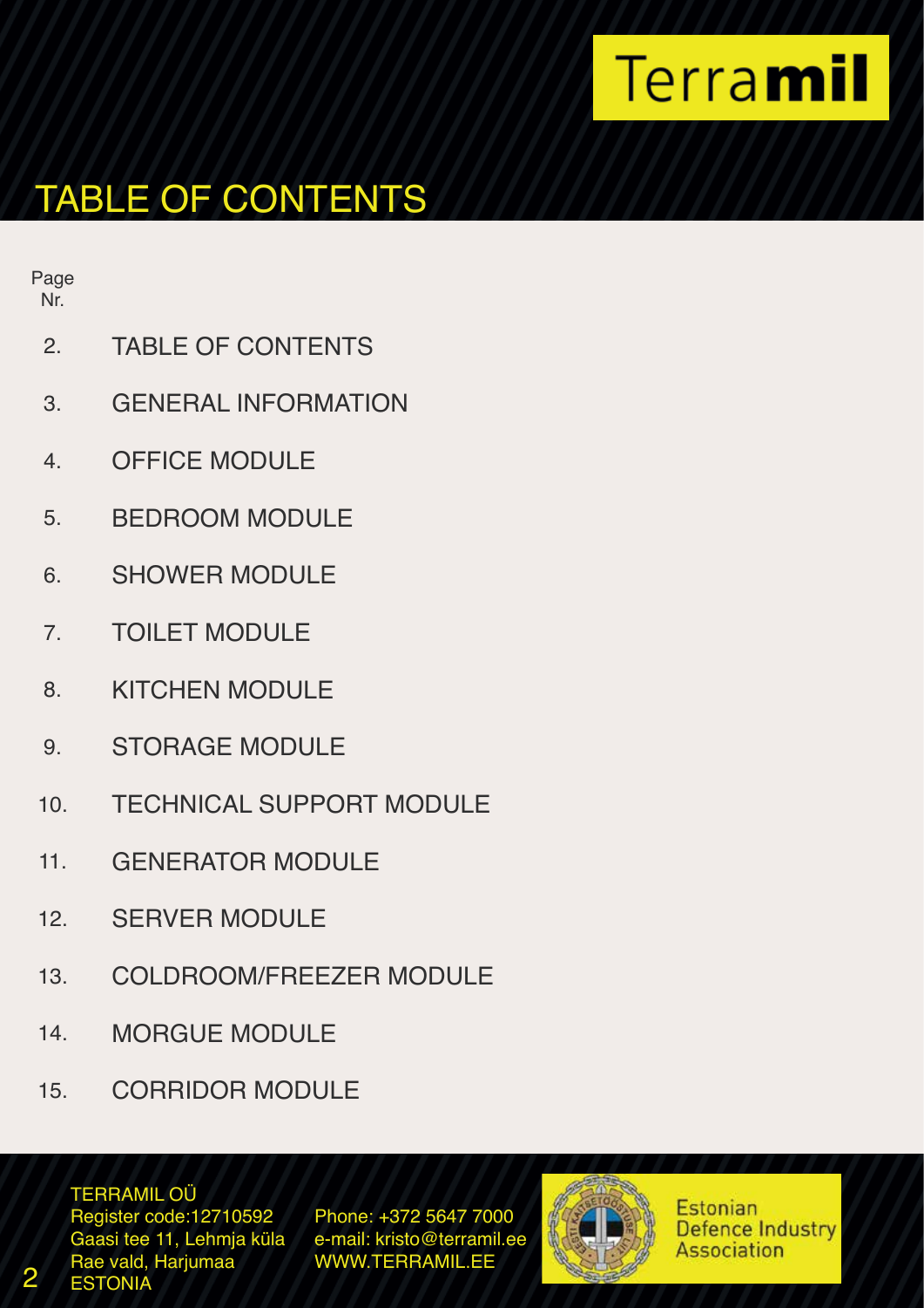Terramil

# TABLE OF CONTENTS

| Page Nr. | |
|---|---|
| 2. | TABLE OF CONTENTS |
| 3. | GENERAL INFORMATION |
| 4. | OFFICE MODULE |
| 5. | BEDROOM MODULE |
| 6. | SHOWER MODULE |
| 7. | TOILET MODULE |
| 8. | KITCHEN MODULE |
| 9. | STORAGE MODULE |
| 10. | TECHNICAL SUPPORT MODULE |
| 11. | GENERATOR MODULE |
| 12. | SERVER MODULE |
| 13. | COLDROOM/FREEZER MODULE |
| 14. | MORGUE MODULE |
| 15. | CORRIDOR MODULE |

TERRAMIL OÜ
Register code:12710592
Gaasi tee 11, Lehmja küla
Rae vald, Harjumaa
ESTONIA

Phone: +372 5647 7000
e-mail: kristo@terramil.ee
WWW.TERRAMIL.EE

Estonian Defence Industry Association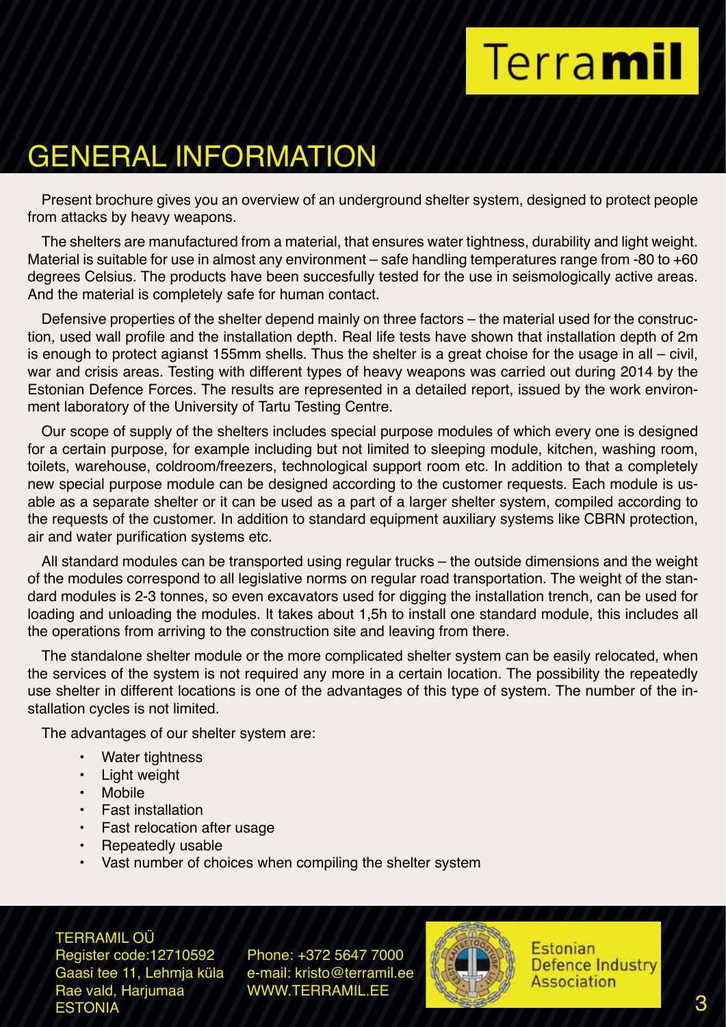# GENERAL INFORMATION

Present brochure gives you an overview of an underground shelter system, designed to protect people from attacks by heavy weapons.

The shelters are manufactured from a material, that ensures water tightness, durability and light weight. Material is suitable for use in almost any environment – safe handling temperatures range from -80 to +60 degrees Celsius. The products have been succesfully tested for the use in seismologically active areas. And the material is completely safe for human contact.

Defensive properties of the shelter depend mainly on three factors – the material used for the construction, used wall profile and the installation depth. Real life tests have shown that installation depth of 2m is enough to protect agianst 155mm shells. Thus the shelter is a great choise for the usage in all – civil, war and crisis areas. Testing with different types of heavy weapons was carried out during 2014 by the Estonian Defence Forces. The results are represented in a detailed report, issued by the work environment laboratory of the University of Tartu Testing Centre.

Our scope of supply of the shelters includes special purpose modules of which every one is designed for a certain purpose, for example including but not limited to sleeping module, kitchen, washing room, toilets, warehouse, coldroom/freezers, technological support room etc. In addition to that a completely new special purpose module can be designed according to the customer requests. Each module is usable as a separate shelter or it can be used as a part of a larger shelter system, compiled according to the requests of the customer. In addition to standard equipment auxiliary systems like CBRN protection, air and water purification systems etc.

All standard modules can be transported using regular trucks – the outside dimensions and the weight of the modules correspond to all legislative norms on regular road transportation. The weight of the standard modules is 2-3 tonnes, so even excavators used for digging the installation trench, can be used for loading and unloading the modules. It takes about 1,5h to install one standard module, this includes all the operations from arriving to the construction site and leaving from there.

The standalone shelter module or the more complicated shelter system can be easily relocated, when the services of the system is not required any more in a certain location. The possibility the repeatedly use shelter in different locations is one of the advantages of this type of system. The number of the installation cycles is not limited.

The advantages of our shelter system are:

- Water tightness
- Light weight
- Mobile
- Fast installation
- Fast relocation after usage
- Repeatedly usable
- Vast number of choices when compiling the shelter system

TERRAMIL OÜ
Register code:12710592
Gaasi tee 11, Lehmja küla
Rae vald, Harjumaa
ESTONIA

Phone: +372 5647 7000
e-mail: kristo@terramil.ee
WWW.TERRAMIL.EE

Estonian Defence Industry Association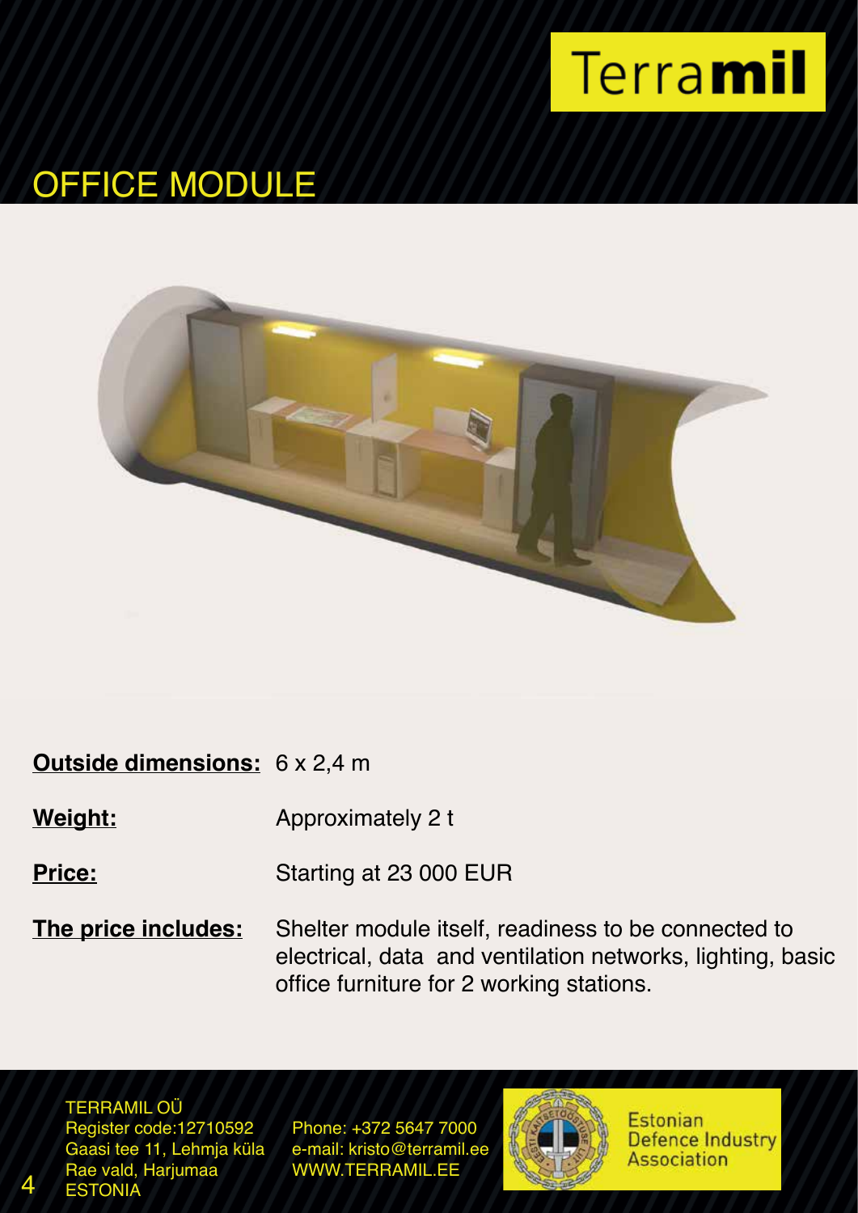Terramil

# OFFICE MODULE

**Outside dimensions:** 6 x 2,4 m

**Weight:** Approximately 2 t

**Price:** Starting at 23 000 EUR

**The price includes:** Shelter module itself, readiness to be connected to electrical, data and ventilation networks, lighting, basic office furniture for 2 working stations.

TERRAMIL OÜ
Register code:12710592
Gaasi tee 11, Lehmja küla
Rae vald, Harjumaa
ESTONIA

Phone: +372 5647 7000
e-mail: kristo@terramil.ee
WWW.TERRAMIL.EE

Estonian Defence Industry Association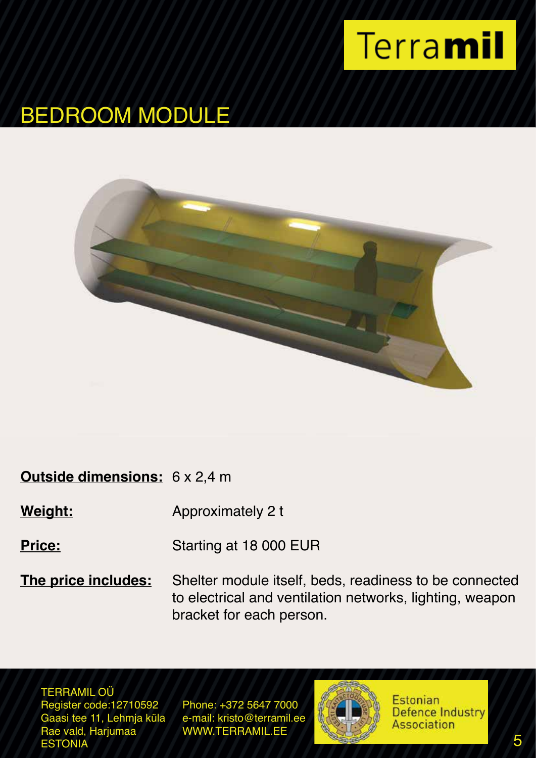Terramil

# BEDROOM MODULE

| | |
|---|---|
| **Outside dimensions:** | 6 x 2,4 m |
| **Weight:** | Approximately 2 t |
| **Price:** | Starting at 18 000 EUR |
| **The price includes:** | Shelter module itself, beds, readiness to be connected to electrical and ventilation networks, lighting, weapon bracket for each person. |

TERRAMIL OÜ
Register code:12710592
Gaasi tee 11, Lehmja küla
Rae vald, Harjumaa
ESTONIA

Phone: +372 5647 7000
e-mail: kristo@terramil.ee
WWW.TERRAMIL.EE

Estonian Defence Industry Association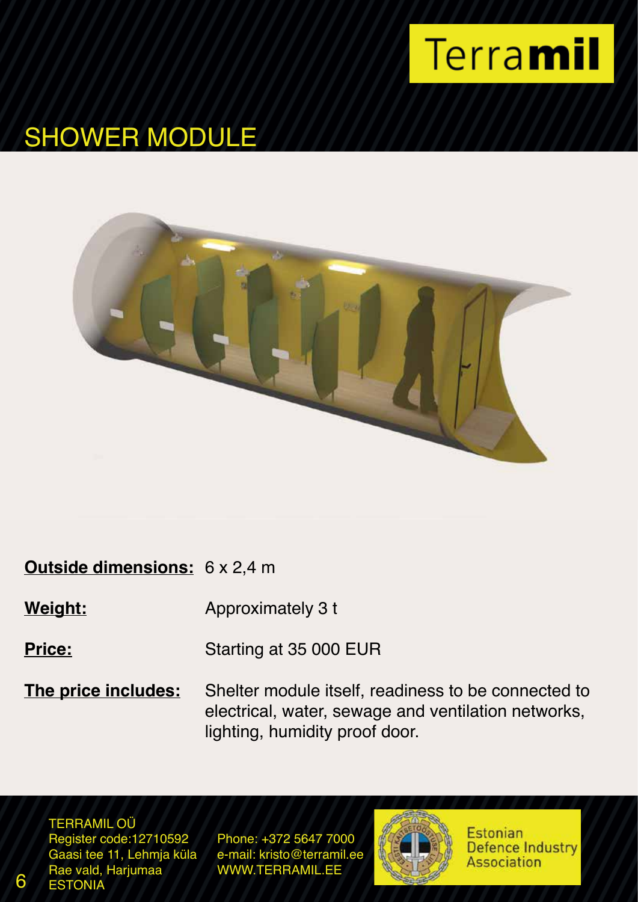Terra**mil**

# SHOWER MODULE

**Outside dimensions:** 6 x 2,4 m

**Weight:** Approximately 3 t

**Price:** Starting at 35 000 EUR

**The price includes:** Shelter module itself, readiness to be connected to electrical, water, sewage and ventilation networks, lighting, humidity proof door.

TERRAMIL OÜ
Register code:12710592
Gaasi tee 11, Lehmja küla
Rae vald, Harjumaa
ESTONIA

Phone: +372 5647 7000
e-mail: kristo@terramil.ee
WWW.TERRAMIL.EE

Estonian Defence Industry Association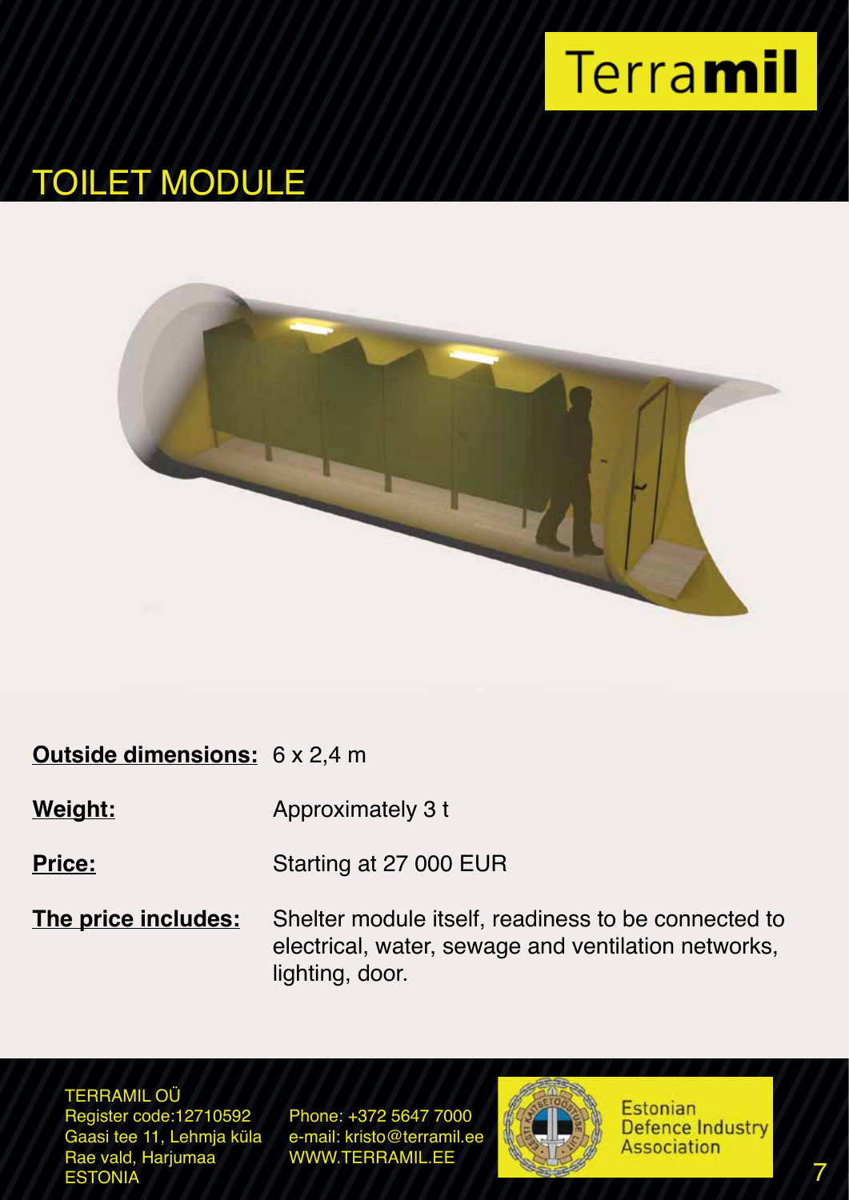Terra**mil**

# TOILET MODULE

**Outside dimensions:** 6 x 2,4 m

**Weight:** Approximately 3 t

**Price:** Starting at 27 000 EUR

**The price includes:** Shelter module itself, readiness to be connected to electrical, water, sewage and ventilation networks, lighting, door.

TERRAMIL OÜ
Register code:12710592
Gaasi tee 11, Lehmja küla
Rae vald, Harjumaa
ESTONIA

Phone: +372 5647 7000
e-mail: kristo@terramil.ee
WWW.TERRAMIL.EE

Estonian Defence Industry Association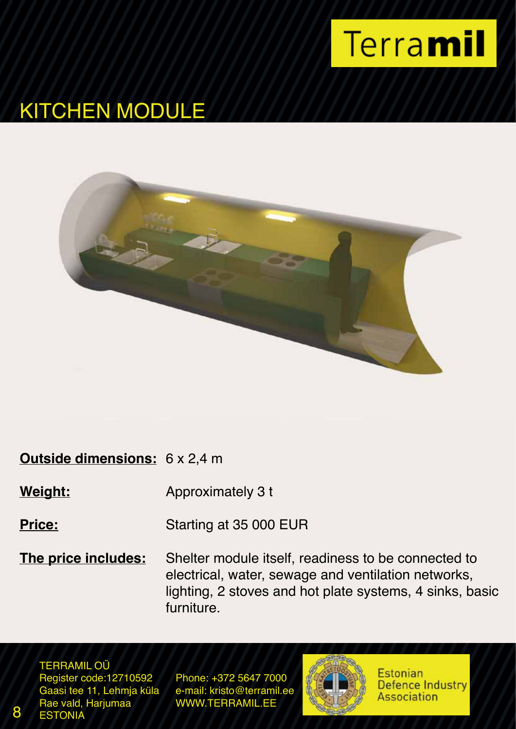Terra**mil**

# KITCHEN MODULE

| | |
|---|---|
| **Outside dimensions:** | 6 x 2,4 m |
| **Weight:** | Approximately 3 t |
| **Price:** | Starting at 35 000 EUR |
| **The price includes:** | Shelter module itself, readiness to be connected to electrical, water, sewage and ventilation networks, lighting, 2 stoves and hot plate systems, 4 sinks, basic furniture. |

TERRAMIL OÜ
Register code:12710592
Gaasi tee 11, Lehmja küla
Rae vald, Harjumaa
ESTONIA

Phone: +372 5647 7000
e-mail: kristo@terramil.ee
WWW.TERRAMIL.EE

Estonian Defence Industry Association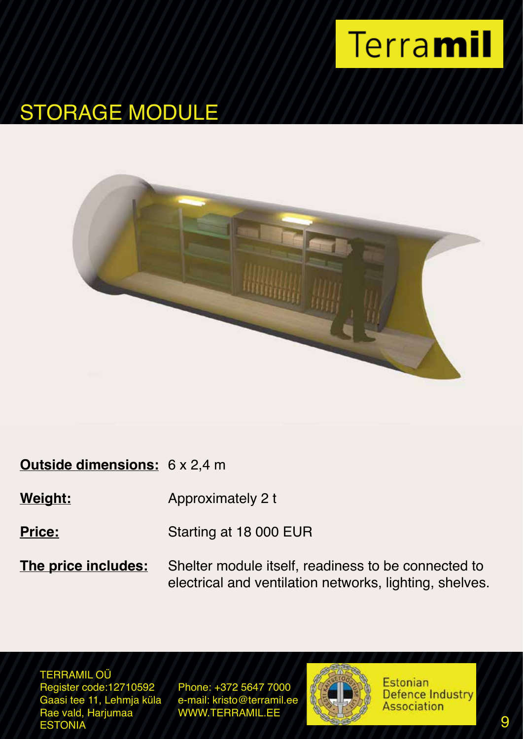Terramil

# STORAGE MODULE

**Outside dimensions:** 6 x 2,4 m

**Weight:** Approximately 2 t

**Price:** Starting at 18 000 EUR

**The price includes:** Shelter module itself, readiness to be connected to electrical and ventilation networks, lighting, shelves.

TERRAMIL OÜ
Register code:12710592
Gaasi tee 11, Lehmja küla
Rae vald, Harjumaa
ESTONIA

Phone: +372 5647 7000
e-mail: kristo@terramil.ee
WWW.TERRAMIL.EE

Estonian Defence Industry Association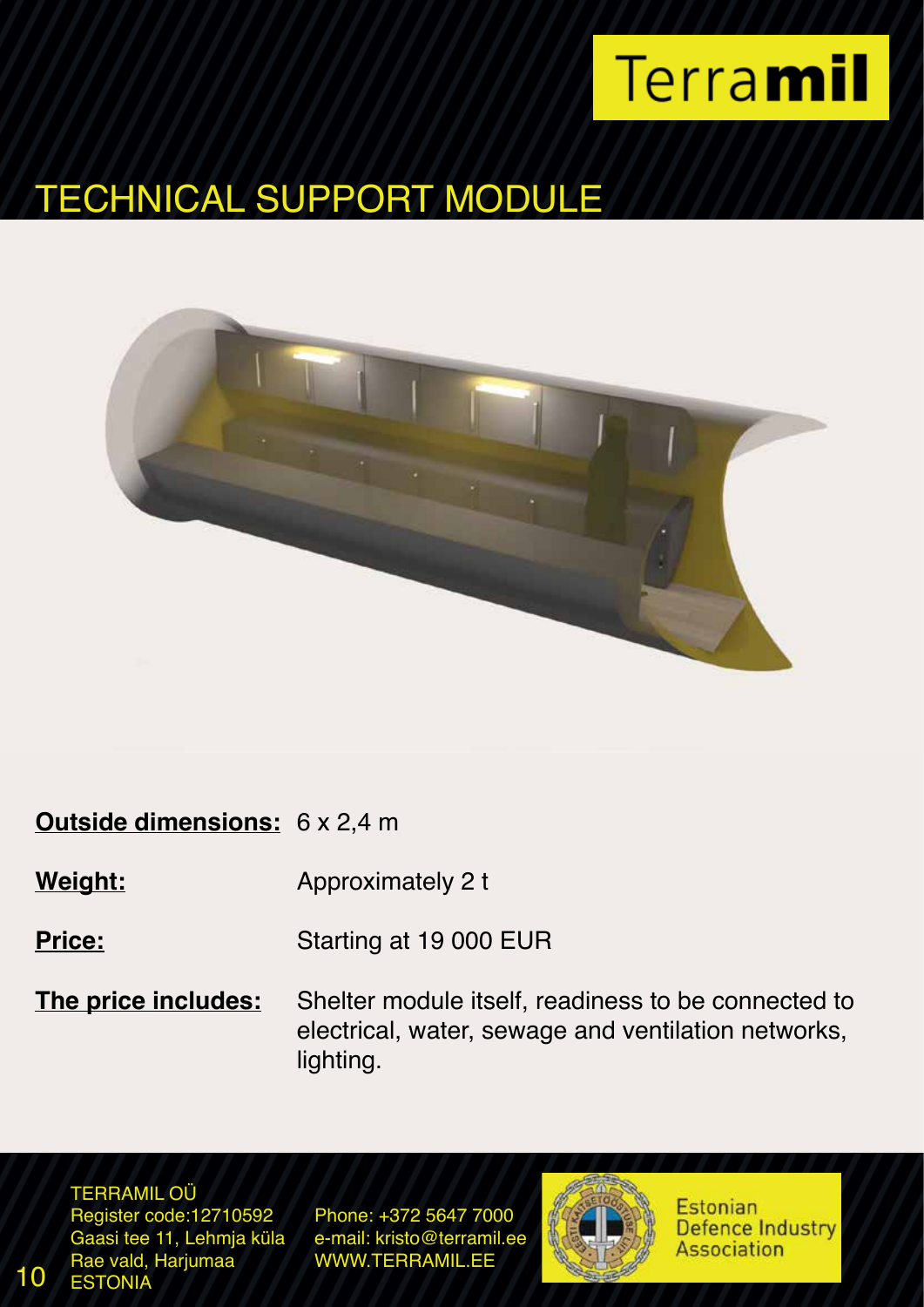Terra**mil**

# TECHNICAL SUPPORT MODULE

**Outside dimensions:** 6 x 2,4 m

**Weight:** Approximately 2 t

**Price:** Starting at 19 000 EUR

**The price includes:** Shelter module itself, readiness to be connected to electrical, water, sewage and ventilation networks, lighting.

TERRAMIL OÜ
Register code:12710592
Gaasi tee 11, Lehmja küla
Rae vald, Harjumaa
ESTONIA

Phone: +372 5647 7000
e-mail: kristo@terramil.ee
WWW.TERRAMIL.EE

Estonian Defence Industry Association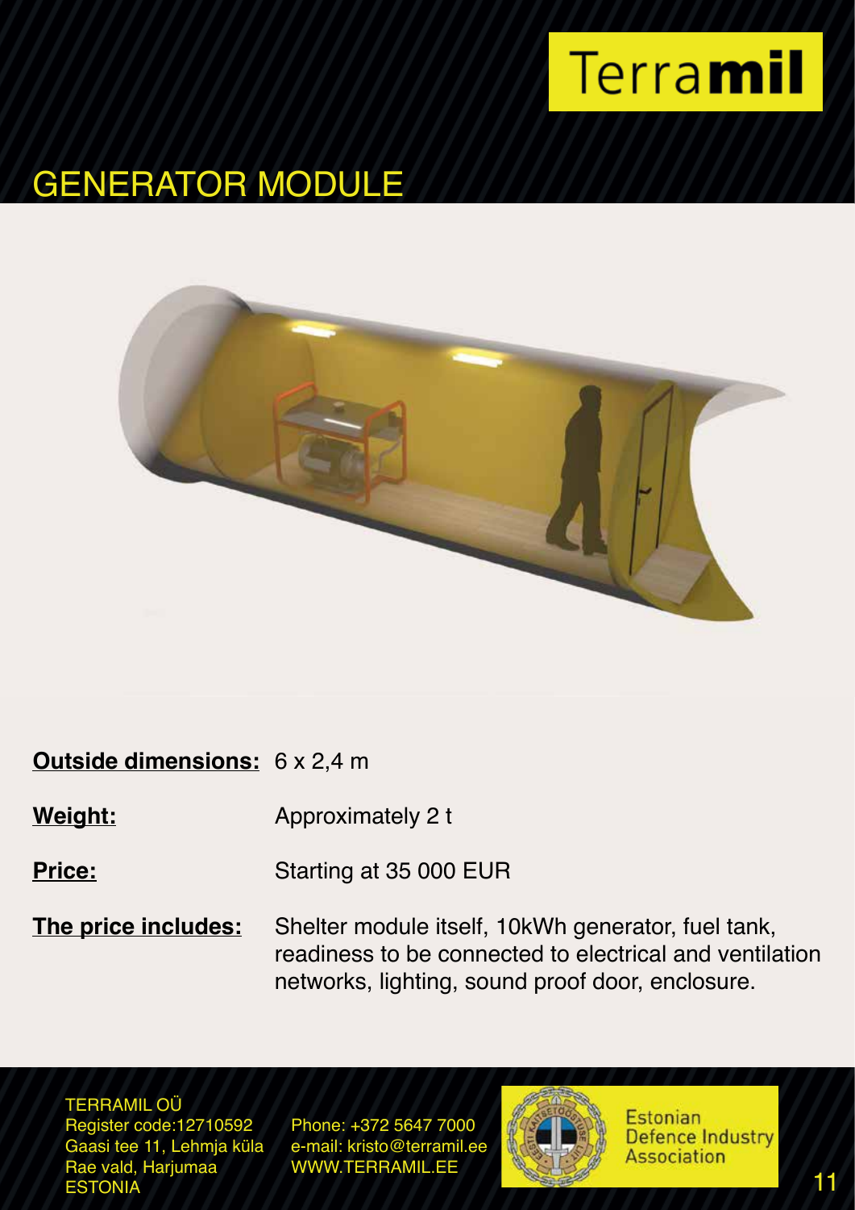Terramil

# GENERATOR MODULE

**Outside dimensions:** 6 x 2,4 m

**Weight:** Approximately 2 t

**Price:** Starting at 35 000 EUR

**The price includes:** Shelter module itself, 10kWh generator, fuel tank, readiness to be connected to electrical and ventilation networks, lighting, sound proof door, enclosure.

TERRAMIL OÜ
Register code:12710592
Gaasi tee 11, Lehmja küla
Rae vald, Harjumaa
ESTONIA

Phone: +372 5647 7000
e-mail: kristo@terramil.ee
WWW.TERRAMIL.EE

Estonian Defence Industry Association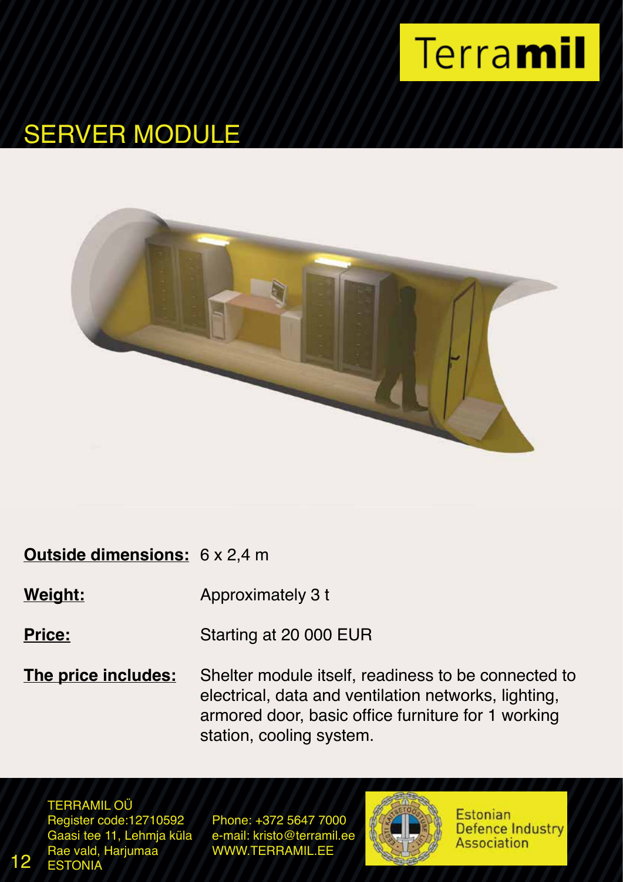Terra**mil**

# SERVER MODULE

| | |
|---|---|
| **Outside dimensions:** | 6 x 2,4 m |
| **Weight:** | Approximately 3 t |
| **Price:** | Starting at 20 000 EUR |
| **The price includes:** | Shelter module itself, readiness to be connected to electrical, data and ventilation networks, lighting, armored door, basic office furniture for 1 working station, cooling system. |

TERRAMIL OÜ
Register code:12710592
Gaasi tee 11, Lehmja küla
Rae vald, Harjumaa
ESTONIA

Phone: +372 5647 7000
e-mail: kristo@terramil.ee
WWW.TERRAMIL.EE

Estonian Defence Industry Association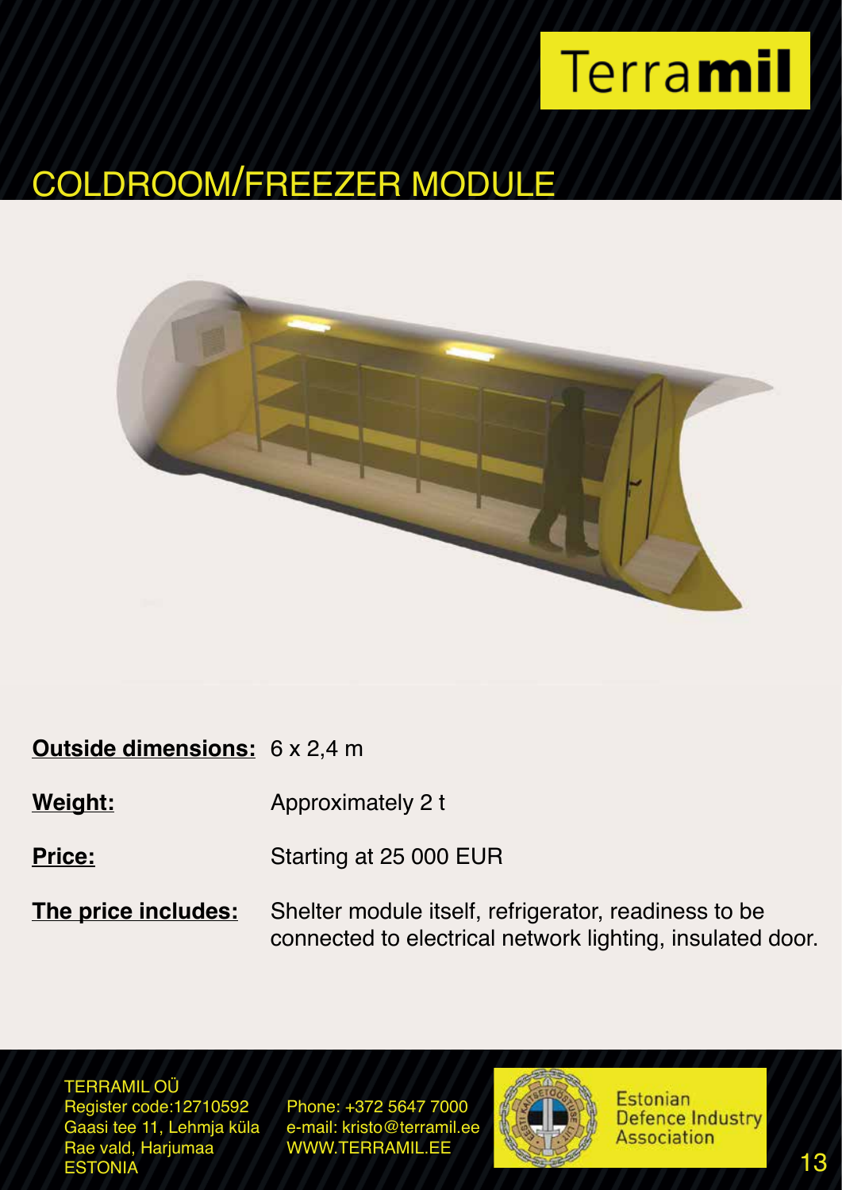Terra**mil**

# COLDROOM/FREEZER MODULE

**Outside dimensions:** 6 x 2,4 m

**Weight:** Approximately 2 t

**Price:** Starting at 25 000 EUR

**The price includes:** Shelter module itself, refrigerator, readiness to be connected to electrical network lighting, insulated door.

TERRAMIL OÜ
Register code:12710592
Gaasi tee 11, Lehmja küla
Rae vald, Harjumaa
ESTONIA

Phone: +372 5647 7000
e-mail: kristo@terramil.ee
WWW.TERRAMIL.EE

Estonian Defence Industry Association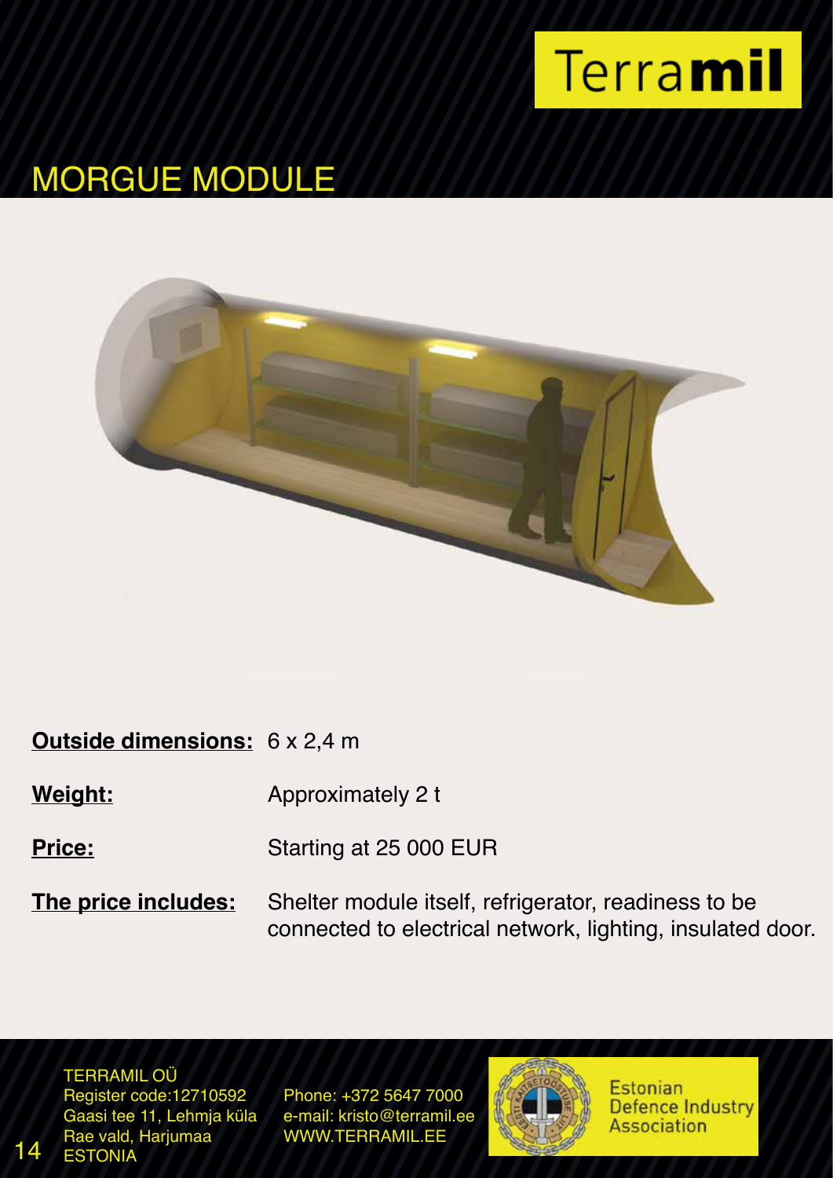# MORGUE MODULE

**Outside dimensions:** 6 x 2,4 m

**Weight:** Approximately 2 t

**Price:** Starting at 25 000 EUR

**The price includes:** Shelter module itself, refrigerator, readiness to be connected to electrical network, lighting, insulated door.

TERRAMIL OÜ
Register code:12710592
Gaasi tee 11, Lehmja küla
Rae vald, Harjumaa
ESTONIA

Phone: +372 5647 7000
e-mail: kristo@terramil.ee
WWW.TERRAMIL.EE

Estonian Defence Industry Association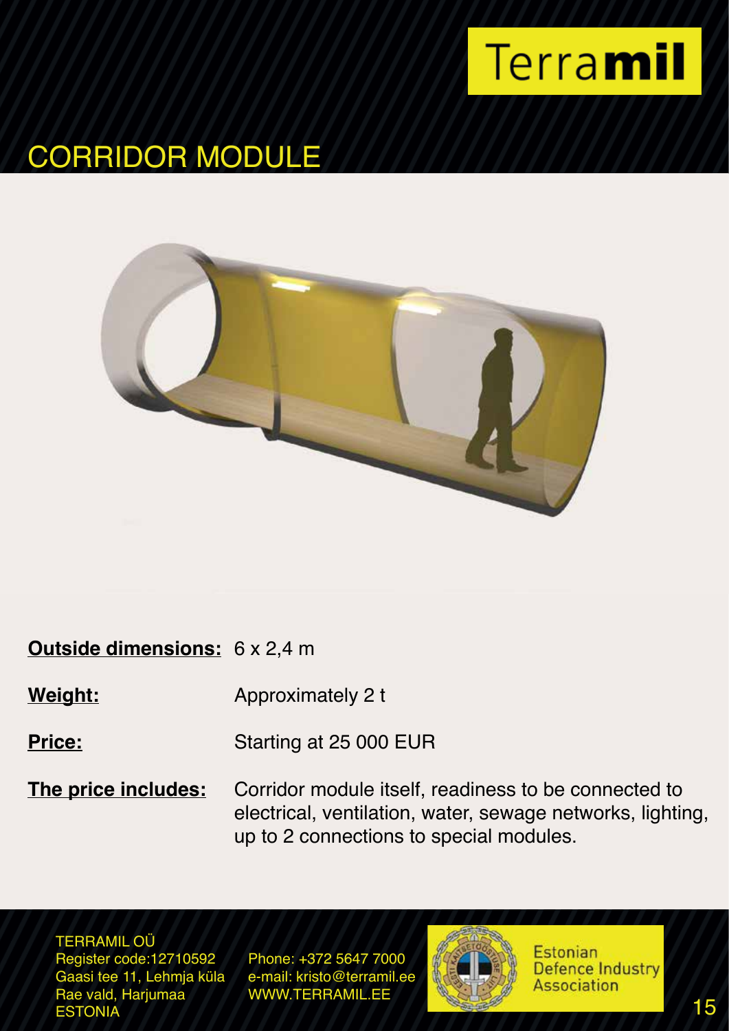Terra**mil**

# CORRIDOR MODULE

**Outside dimensions:** 6 x 2,4 m

**Weight:** Approximately 2 t

**Price:** Starting at 25 000 EUR

**The price includes:** Corridor module itself, readiness to be connected to electrical, ventilation, water, sewage networks, lighting, up to 2 connections to special modules.

TERRAMIL OÜ
Register code:12710592
Gaasi tee 11, Lehmja küla
Rae vald, Harjumaa
ESTONIA

Phone: +372 5647 7000
e-mail: kristo@terramil.ee
WWW.TERRAMIL.EE

Estonian Defence Industry Association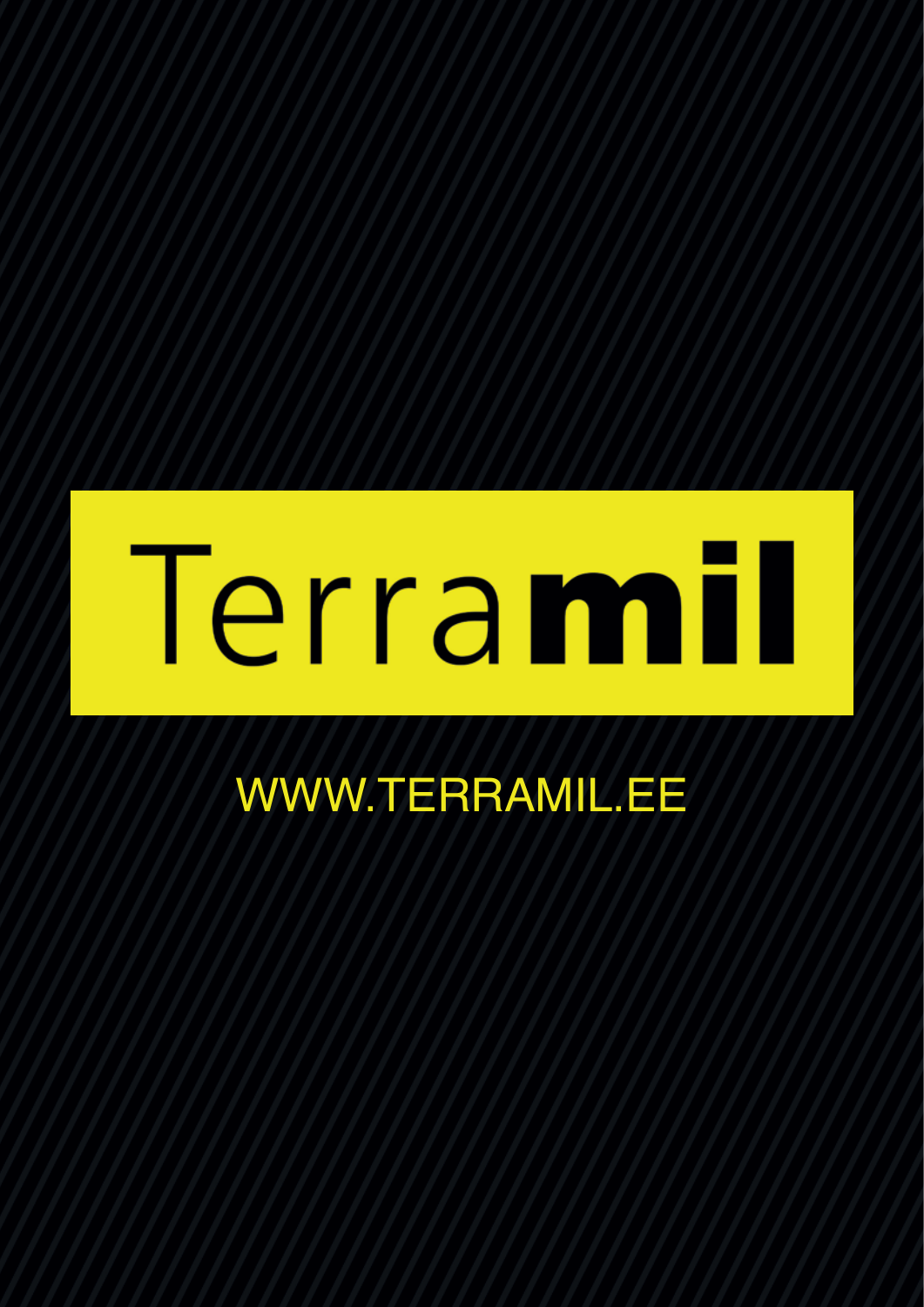Terramil

WWW.TERRAMIL.EE